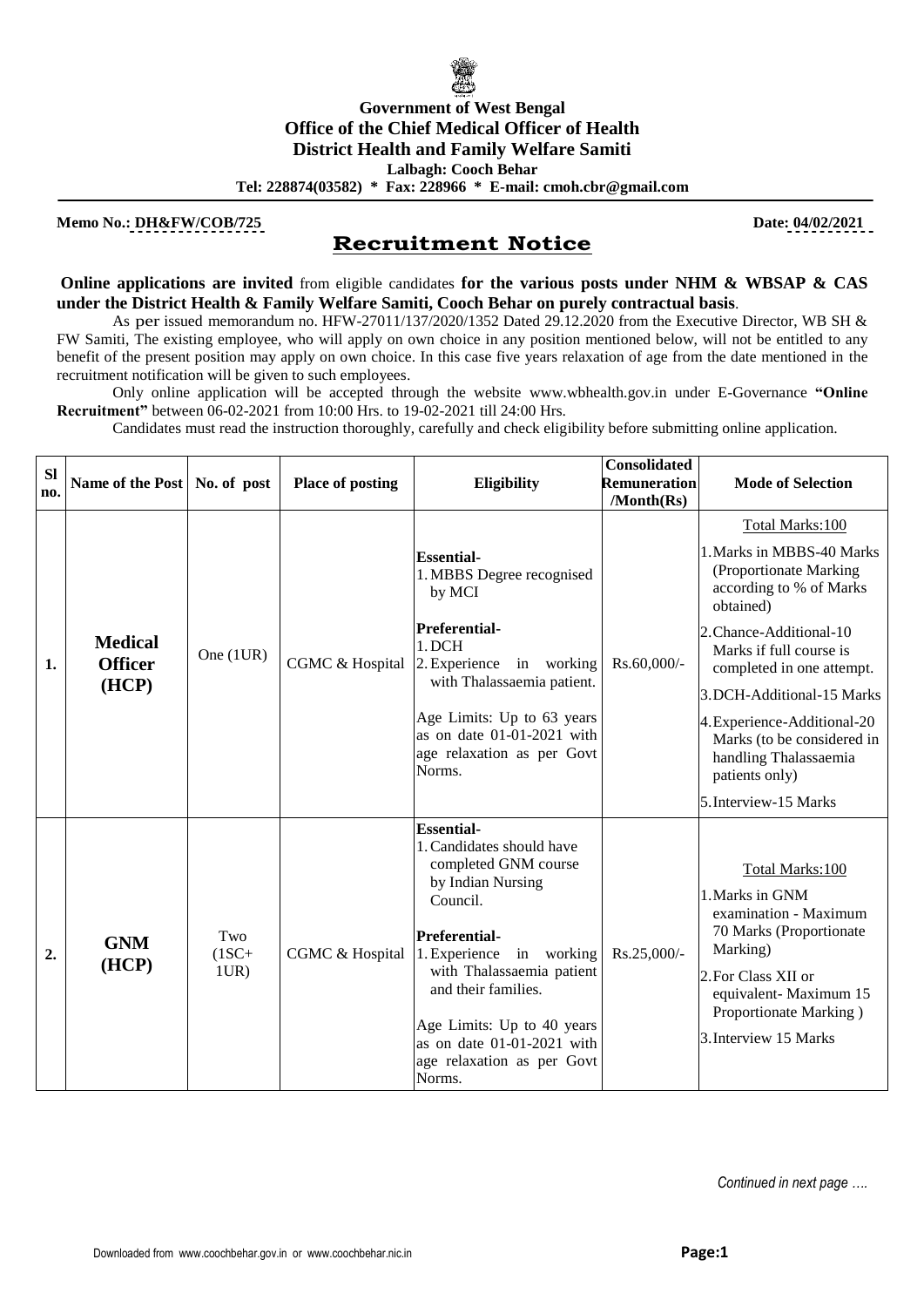**Government of West Bengal**
**Office of the Chief Medical Officer of Health**
**District Health and Family Welfare Samiti**
**Lalbagh: Cooch Behar**
**Tel: 228874(03582) * Fax: 228966 * E-mail: cmoh.cbr@gmail.com**

**Memo No.: DH&FW/COB/725** **Date: 04/02/2021**

# Recruitment Notice

**Online applications are invited** from eligible candidates **for the various posts under NHM & WBSAP & CAS under the District Health & Family Welfare Samiti, Cooch Behar on purely contractual basis**.

As per issued memorandum no. HFW-27011/137/2020/1352 Dated 29.12.2020 from the Executive Director, WB SH & FW Samiti, The existing employee, who will apply on own choice in any position mentioned below, will not be entitled to any benefit of the present position may apply on own choice. In this case five years relaxation of age from the date mentioned in the recruitment notification will be given to such employees.

Only online application will be accepted through the website www.wbhealth.gov.in under E-Governance **"Online Recruitment"** between 06-02-2021 from 10:00 Hrs. to 19-02-2021 till 24:00 Hrs.

Candidates must read the instruction thoroughly, carefully and check eligibility before submitting online application.

| Sl no. | Name of the Post | No. of post | Place of posting | Eligibility | Consolidated Remuneration /Month(Rs) | Mode of Selection |
|---|---|---|---|---|---|---|
| 1. | **Medical Officer (HCP)** | One (1UR) | CGMC & Hospital | **Essential-**<br>1. MBBS Degree recognised by MCI<br>**Preferential-**<br>1. DCH<br>2. Experience in working with Thalassaemia patient.<br>Age Limits: Up to 63 years as on date 01-01-2021 with age relaxation as per Govt Norms. | Rs.60,000/- | Total Marks:100<br>1. Marks in MBBS-40 Marks (Proportionate Marking according to % of Marks obtained)<br>2. Chance-Additional-10 Marks if full course is completed in one attempt.<br>3. DCH-Additional-15 Marks<br>4. Experience-Additional-20 Marks (to be considered in handling Thalassaemia patients only)<br>5. Interview-15 Marks |
| 2. | **GNM (HCP)** | Two (1SC+ 1UR) | CGMC & Hospital | **Essential-**<br>1. Candidates should have completed GNM course by Indian Nursing Council.<br>**Preferential-**<br>1. Experience in working with Thalassaemia patient and their families.<br>Age Limits: Up to 40 years as on date 01-01-2021 with age relaxation as per Govt Norms. | Rs.25,000/- | Total Marks:100<br>1. Marks in GNM examination - Maximum 70 Marks (Proportionate Marking)<br>2. For Class XII or equivalent- Maximum 15 Proportionate Marking )<br>3. Interview 15 Marks |

*Continued in next page ….*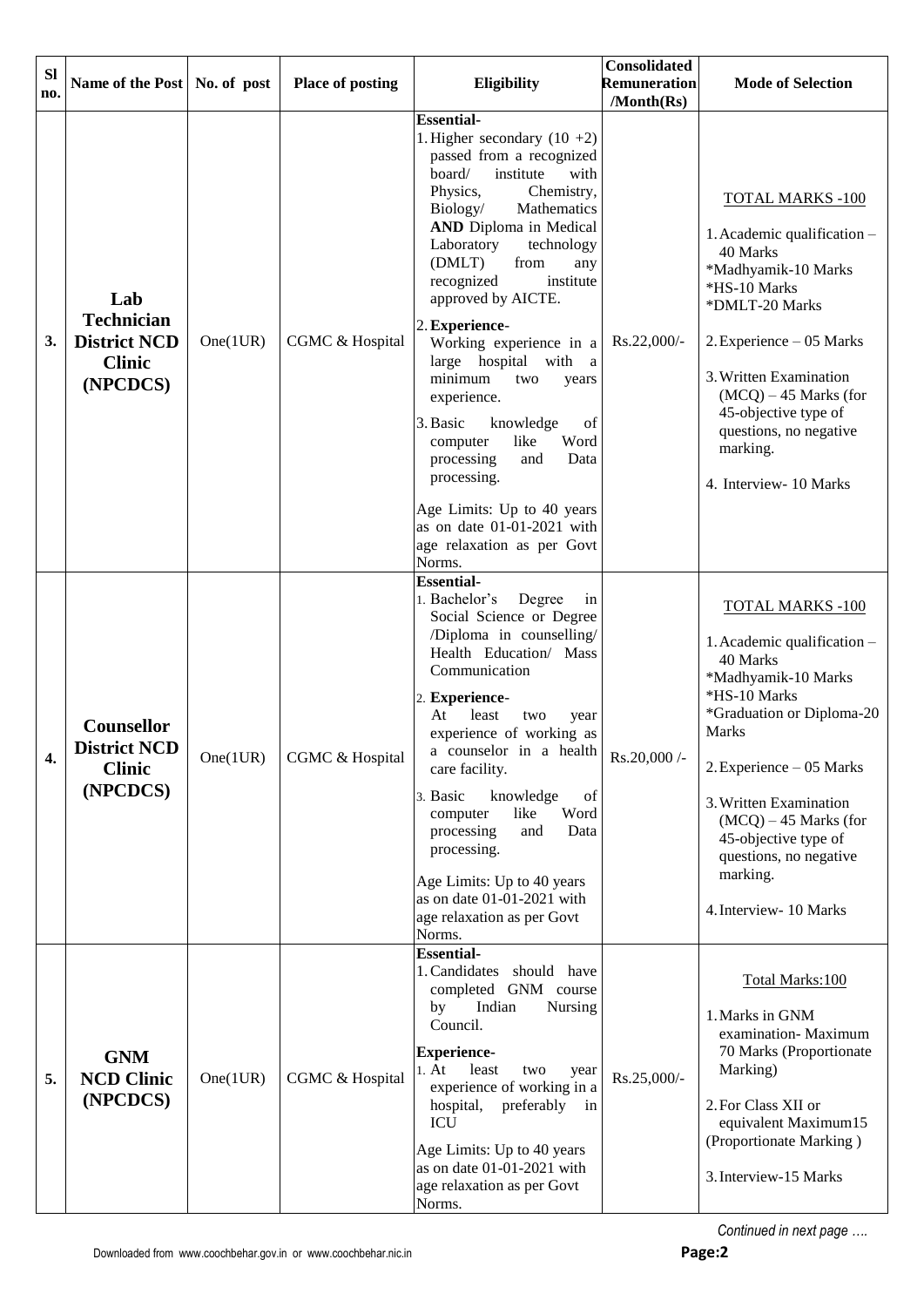| Sl no. | Name of the Post | No. of post | Place of posting | Eligibility | Consolidated Remuneration /Month(Rs) | Mode of Selection |
|---|---|---|---|---|---|---|
| 3. | **Lab Technician District NCD Clinic (NPCDCS)** | One(1UR) | CGMC & Hospital | **Essential-**<br>1. Higher secondary (10 +2) passed from a recognized board/ institute with Physics, Chemistry, Biology/ Mathematics **AND** Diploma in Medical Laboratory technology (DMLT) from any recognized institute approved by AICTE.<br>2. **Experience**- Working experience in a large hospital with a minimum two years experience.<br>3. Basic knowledge of computer like Word processing and Data processing.<br>Age Limits: Up to 40 years as on date 01-01-2021 with age relaxation as per Govt Norms. | Rs.22,000/- | TOTAL MARKS -100<br>1. Academic qualification – 40 Marks<br>*Madhyamik-10 Marks<br>*HS-10 Marks<br>*DMLT-20 Marks<br>2. Experience – 05 Marks<br>3. Written Examination (MCQ) – 45 Marks (for 45-objective type of questions, no negative marking.<br>4. Interview- 10 Marks |
| 4. | **Counsellor District NCD Clinic (NPCDCS)** | One(1UR) | CGMC & Hospital | **Essential-**<br>1. Bachelor's Degree in Social Science or Degree /Diploma in counselling/ Health Education/ Mass Communication<br>2. **Experience**- At least two year experience of working as a counselor in a health care facility.<br>3. Basic knowledge of computer like Word processing and Data processing.<br>Age Limits: Up to 40 years as on date 01-01-2021 with age relaxation as per Govt Norms. | Rs.20,000 /- | TOTAL MARKS -100<br>1. Academic qualification – 40 Marks<br>*Madhyamik-10 Marks<br>*HS-10 Marks<br>*Graduation or Diploma-20 Marks<br>2. Experience – 05 Marks<br>3. Written Examination (MCQ) – 45 Marks (for 45-objective type of questions, no negative marking.<br>4. Interview- 10 Marks |
| 5. | **GNM NCD Clinic (NPCDCS)** | One(1UR) | CGMC & Hospital | **Essential-**<br>1. Candidates should have completed GNM course by Indian Nursing Council.<br>**Experience-**<br>1. At least two year experience of working in a hospital, preferably in ICU<br>Age Limits: Up to 40 years as on date 01-01-2021 with age relaxation as per Govt Norms. | Rs.25,000/- | Total Marks:100<br>1. Marks in GNM examination- Maximum 70 Marks (Proportionate Marking)<br>2. For Class XII or equivalent Maximum15 (Proportionate Marking )<br>3. Interview-15 Marks |

*Continued in next page ….*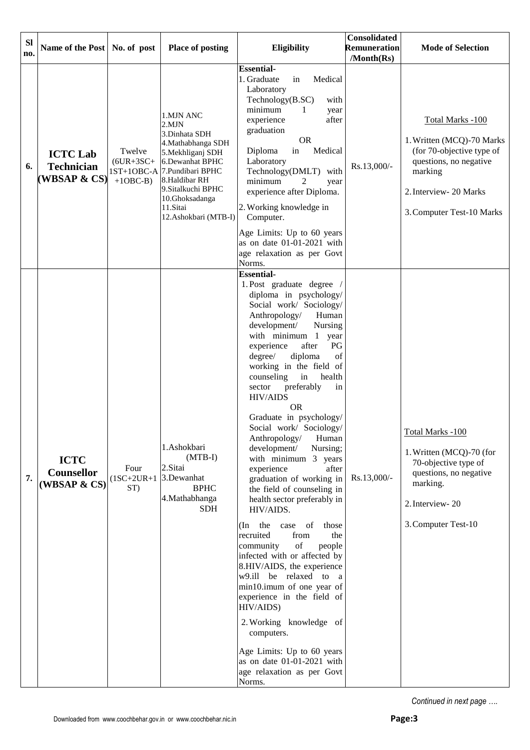| Sl no. | Name of the Post | No. of post | Place of posting | Eligibility | Consolidated Remuneration /Month(Rs) | Mode of Selection |
|---|---|---|---|---|---|---|
| 6. | **ICTC Lab Technician (WBSAP & CS)** | Twelve (6UR+3SC+ 1ST+1OBC-A +1OBC-B) | 1.MJN ANC<br>2.MJN<br>3.Dinhata SDH<br>4.Mathabhanga SDH<br>5.Mekhliganj SDH<br>6.Dewanhat BPHC<br>7.Pundibari BPHC<br>8.Haldibar RH<br>9.Sitalkuchi BPHC<br>10.Ghoksadanga<br>11.Sitai<br>12.Ashokbari (MTB-I) | **Essential-**<br>1. Graduate in Medical Laboratory Technology(B.SC) with minimum 1 year experience after graduation<br>OR<br>Diploma in Medical Laboratory Technology(DMLT) with minimum 2 year experience after Diploma.<br>2. Working knowledge in Computer.<br>Age Limits: Up to 60 years as on date 01-01-2021 with age relaxation as per Govt Norms. | Rs.13,000/- | Total Marks -100<br>1. Written (MCQ)-70 Marks (for 70-objective type of questions, no negative marking<br>2. Interview- 20 Marks<br>3. Computer Test-10 Marks |
| 7. | **ICTC Counsellor (WBSAP & CS)** | Four (1SC+2UR+1 ST) | 1.Ashokbari (MTB-I)<br>2.Sitai<br>3.Dewanhat BPHC<br>4.Mathabhanga SDH | **Essential-**<br>1. Post graduate degree / diploma in psychology/ Social work/ Sociology/ Anthropology/ Human development/ Nursing with minimum 1 year experience after PG degree/ diploma of working in the field of counseling in health sector preferably in HIV/AIDS<br>OR<br>Graduate in psychology/ Social work/ Sociology/ Anthropology/ Human development/ Nursing; with minimum 3 years experience after graduation of working in the field of counseling in health sector preferably in HIV/AIDS.<br>(In the case of those recruited from the community of people infected with or affected by 8.HIV/AIDS, the experience w9.ill be relaxed to a min10.imum of one year of experience in the field of HIV/AIDS)<br>2. Working knowledge of computers.<br>Age Limits: Up to 60 years as on date 01-01-2021 with age relaxation as per Govt Norms. | Rs.13,000/- | Total Marks -100<br>1. Written (MCQ)-70 (for 70-objective type of questions, no negative marking.<br>2. Interview- 20<br>3. Computer Test-10 |

*Continued in next page ….*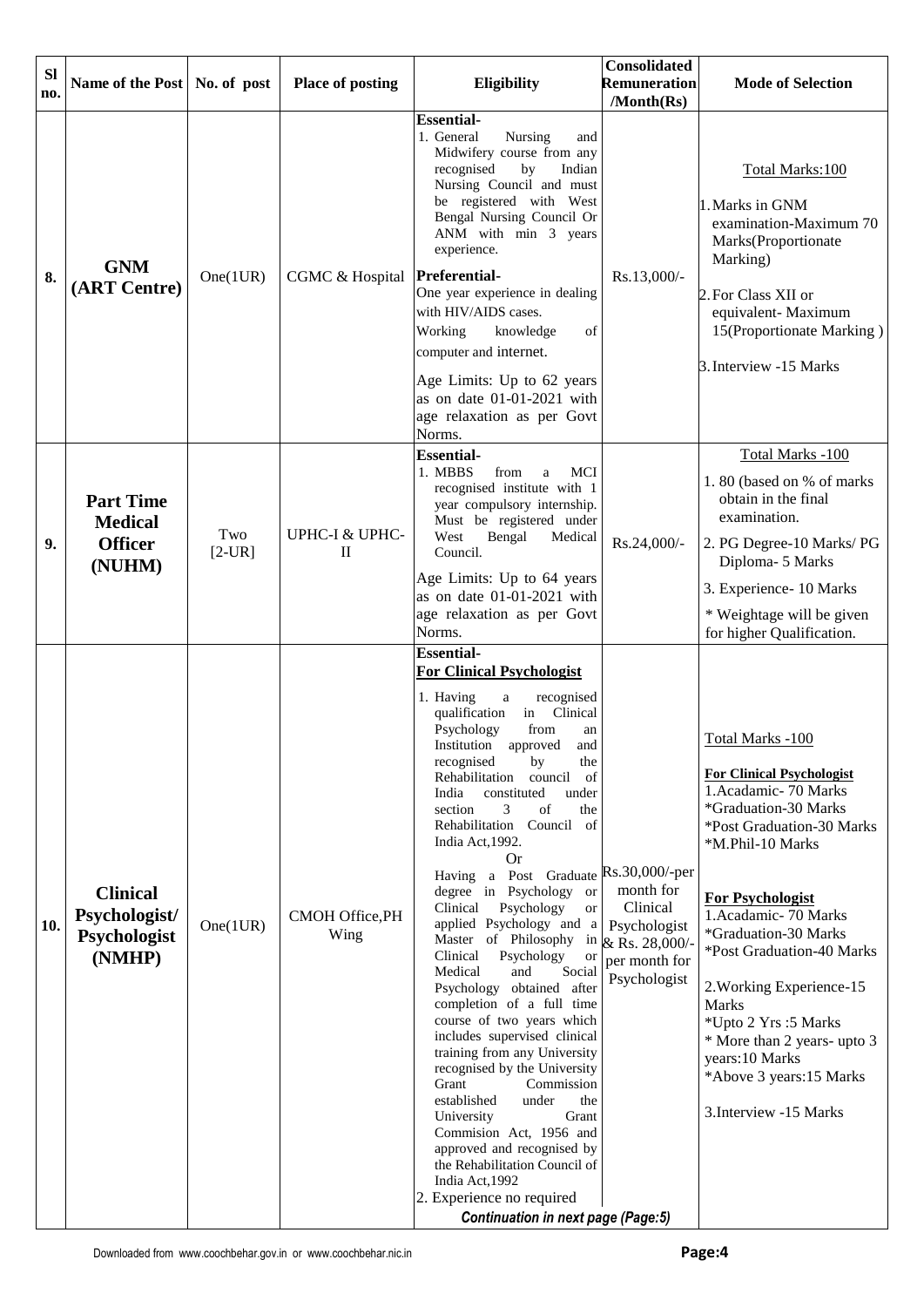| Sl no. | Name of the Post | No. of post | Place of posting | Eligibility | Consolidated Remuneration /Month(Rs) | Mode of Selection |
|---|---|---|---|---|---|---|
| 8. | **GNM (ART Centre)** | One(1UR) | CGMC & Hospital | **Essential-**<br>1. General Nursing and Midwifery course from any recognised by Indian Nursing Council and must be registered with West Bengal Nursing Council Or ANM with min 3 years experience.<br>**Preferential-**<br>One year experience in dealing with HIV/AIDS cases.<br>Working knowledge of computer and internet.<br>Age Limits: Up to 62 years as on date 01-01-2021 with age relaxation as per Govt Norms. | Rs.13,000/- | Total Marks:100<br>1. Marks in GNM examination-Maximum 70 Marks(Proportionate Marking)<br>2. For Class XII or equivalent- Maximum 15(Proportionate Marking )<br>3. Interview -15 Marks |
| 9. | **Part Time Medical Officer (NUHM)** | Two [2-UR] | UPHC-I & UPHC-II | **Essential-**<br>1. MBBS from a MCI recognised institute with 1 year compulsory internship. Must be registered under West Bengal Medical Council.<br>Age Limits: Up to 64 years as on date 01-01-2021 with age relaxation as per Govt Norms. | Rs.24,000/- | Total Marks -100<br>1. 80 (based on % of marks obtain in the final examination.<br>2. PG Degree-10 Marks/ PG Diploma- 5 Marks<br>3. Experience- 10 Marks<br>* Weightage will be given for higher Qualification. |
| 10. | **Clinical Psychologist/ Psychologist (NMHP)** | One(1UR) | CMOH Office,PH Wing | **Essential-**<br>**For Clinical Psychologist**<br>1. Having a recognised qualification in Clinical Psychology from an Institution approved and recognised by the Rehabilitation council of India constituted under section 3 of the Rehabilitation Council of India Act,1992.<br>Or<br>Having a Post Graduate degree in Psychology or Clinical Psychology or applied Psychology and a Master of Philosophy in Clinical Psychology or Medical and Social Psychology obtained after completion of a full time course of two years which includes supervised clinical training from any University recognised by the University Grant Commission established under the University Grant Commision Act, 1956 and approved and recognised by the Rehabilitation Council of India Act,1992<br>2. Experience no required<br>***Continuation in next page (Page:5)*** | Rs.30,000/-per month for Clinical Psychologist & Rs. 28,000/- per month for Psychologist | Total Marks -100<br>**For Clinical Psychologist**<br>1.Acadamic- 70 Marks<br>*Graduation-30 Marks<br>*Post Graduation-30 Marks<br>*M.Phil-10 Marks<br>**For Psychologist**<br>1.Acadamic- 70 Marks<br>*Graduation-30 Marks<br>*Post Graduation-40 Marks<br>2.Working Experience-15 Marks<br>*Upto 2 Yrs :5 Marks<br>* More than 2 years- upto 3 years:10 Marks<br>*Above 3 years:15 Marks<br>3.Interview -15 Marks |

Downloaded from www.coochbehar.gov.in or www.coochbehar.nic.in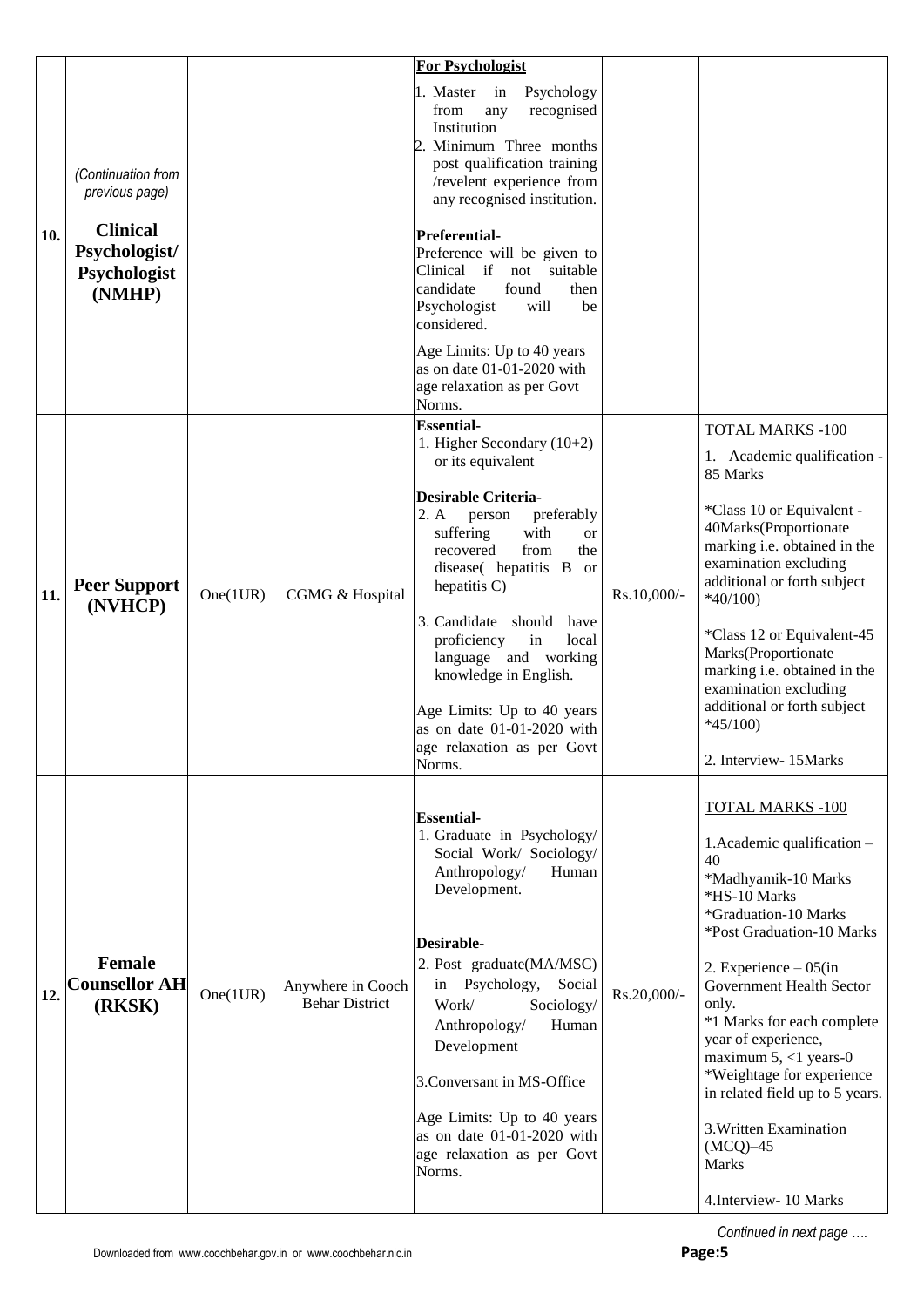| | | | | | | |
|---|---|---|---|---|---|---|
| 10. | *(Continuation from previous page)* **Clinical Psychologist/ Psychologist (NMHP)** | | | **For Psychologist**<br>1. Master in Psychology from any recognised Institution<br>2. Minimum Three months post qualification training /revelent experience from any recognised institution.<br>**Preferential-**<br>Preference will be given to Clinical if not suitable candidate found then Psychologist will be considered.<br>Age Limits: Up to 40 years as on date 01-01-2020 with age relaxation as per Govt Norms. | | |
| 11. | **Peer Support (NVHCP)** | One(1UR) | CGMG & Hospital | **Essential-**<br>1. Higher Secondary (10+2) or its equivalent<br>**Desirable Criteria-**<br>2. A person preferably suffering with or recovered from the disease( hepatitis B or hepatitis C)<br>3. Candidate should have proficiency in local language and working knowledge in English.<br>Age Limits: Up to 40 years as on date 01-01-2020 with age relaxation as per Govt Norms. | Rs.10,000/- | TOTAL MARKS -100<br>1. Academic qualification -85 Marks<br>*Class 10 or Equivalent - 40Marks(Proportionate marking i.e. obtained in the examination excluding additional or forth subject *40/100)<br>*Class 12 or Equivalent-45 Marks(Proportionate marking i.e. obtained in the examination excluding additional or forth subject *45/100)<br>2. Interview- 15Marks |
| 12. | **Female Counsellor AH (RKSK)** | One(1UR) | Anywhere in Cooch Behar District | **Essential-**<br>1. Graduate in Psychology/ Social Work/ Sociology/ Anthropology/ Human Development.<br>**Desirable-**<br>2. Post graduate(MA/MSC) in Psychology, Social Work/ Sociology/ Anthropology/ Human Development<br>3.Conversant in MS-Office<br>Age Limits: Up to 40 years as on date 01-01-2020 with age relaxation as per Govt Norms. | Rs.20,000/- | TOTAL MARKS -100<br>1.Academic qualification – 40<br>*Madhyamik-10 Marks<br>*HS-10 Marks<br>*Graduation-10 Marks<br>*Post Graduation-10 Marks<br>2. Experience – 05(in Government Health Sector only.<br>*1 Marks for each complete year of experience, maximum 5, <1 years-0<br>*Weightage for experience in related field up to 5 years.<br>3.Written Examination (MCQ)–45 Marks<br>4.Interview- 10 Marks |

*Continued in next page ….*

Downloaded from www.coochbehar.gov.in or www.coochbehar.nic.in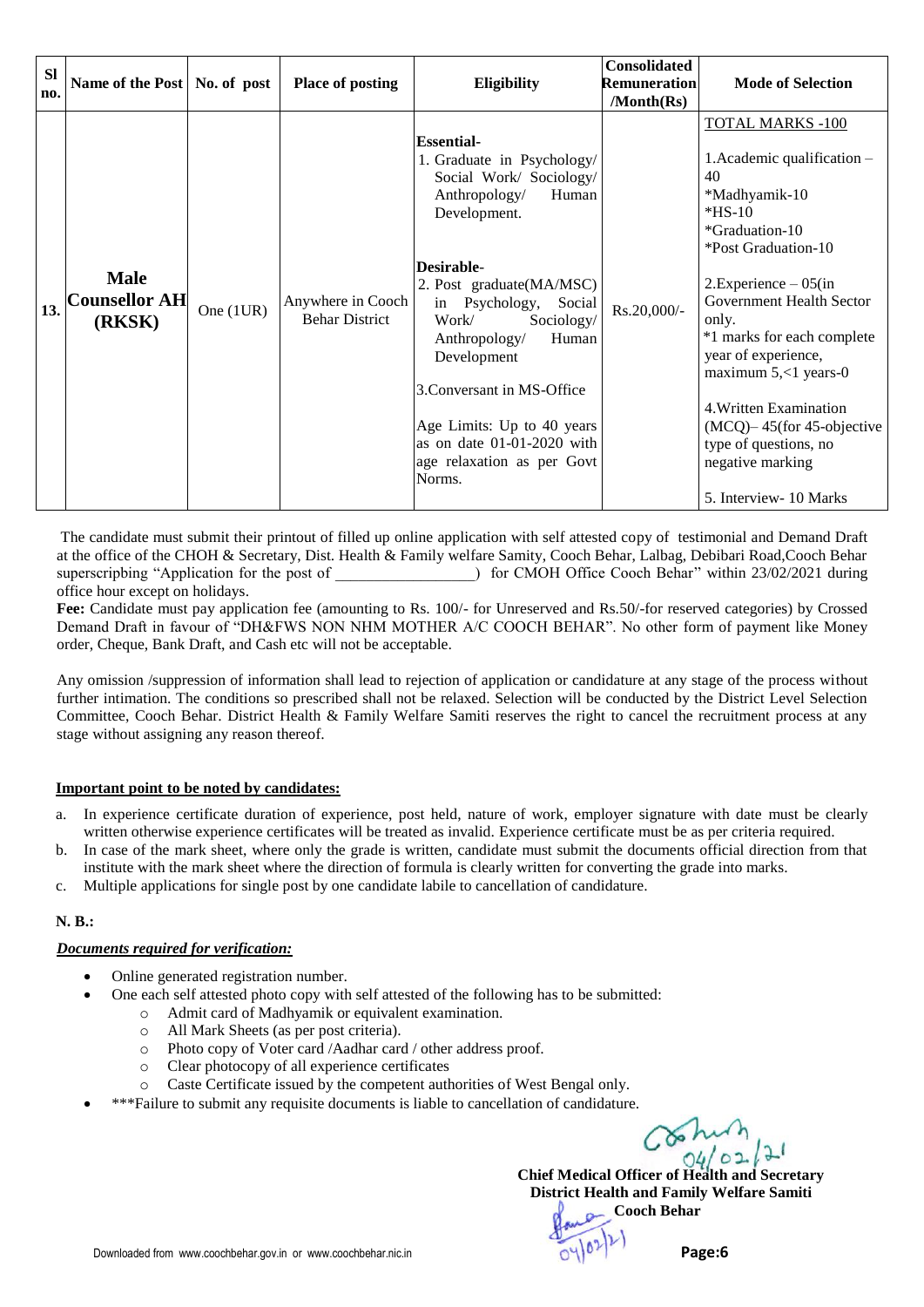| Sl no. | Name of the Post | No. of post | Place of posting | Eligibility | Consolidated Remuneration /Month(Rs) | Mode of Selection |
|---|---|---|---|---|---|---|
| 13. | **Male Counsellor AH (RKSK)** | One (1UR) | Anywhere in Cooch Behar District | **Essential-**<br>1. Graduate in Psychology/ Social Work/ Sociology/ Anthropology/ Human Development.<br><br>**Desirable-**<br>2. Post graduate(MA/MSC) in Psychology, Social Work/ Sociology/ Anthropology/ Human Development<br><br>3.Conversant in MS-Office<br><br>Age Limits: Up to 40 years as on date 01-01-2020 with age relaxation as per Govt Norms. | Rs.20,000/- | TOTAL MARKS -100<br><br>1.Academic qualification – 40<br>*Madhyamik-10<br>*HS-10<br>*Graduation-10<br>*Post Graduation-10<br><br>2.Experience – 05(in Government Health Sector only.<br>*1 marks for each complete year of experience, maximum 5,<1 years-0<br><br>4.Written Examination (MCQ)– 45(for 45-objective type of questions, no negative marking<br><br>5. Interview- 10 Marks |

The candidate must submit their printout of filled up online application with self attested copy of testimonial and Demand Draft at the office of the CHOH & Secretary, Dist. Health & Family welfare Samity, Cooch Behar, Lalbag, Debibari Road,Cooch Behar superscripbing "Application for the post of _________________) for CMOH Office Cooch Behar" within 23/02/2021 during office hour except on holidays.

**Fee:** Candidate must pay application fee (amounting to Rs. 100/- for Unreserved and Rs.50/-for reserved categories) by Crossed Demand Draft in favour of "DH&FWS NON NHM MOTHER A/C COOCH BEHAR". No other form of payment like Money order, Cheque, Bank Draft, and Cash etc will not be acceptable.

Any omission /suppression of information shall lead to rejection of application or candidature at any stage of the process without further intimation. The conditions so prescribed shall not be relaxed. Selection will be conducted by the District Level Selection Committee, Cooch Behar. District Health & Family Welfare Samiti reserves the right to cancel the recruitment process at any stage without assigning any reason thereof.

**Important point to be noted by candidates:**

a. In experience certificate duration of experience, post held, nature of work, employer signature with date must be clearly written otherwise experience certificates will be treated as invalid. Experience certificate must be as per criteria required.
b. In case of the mark sheet, where only the grade is written, candidate must submit the documents official direction from that institute with the mark sheet where the direction of formula is clearly written for converting the grade into marks.
c. Multiple applications for single post by one candidate labile to cancellation of candidature.

**N. B.:**

***Documents required for verification:***

- Online generated registration number.
- One each self attested photo copy with self attested of the following has to be submitted:
  - Admit card of Madhyamik or equivalent examination.
  - All Mark Sheets (as per post criteria).
  - Photo copy of Voter card /Aadhar card / other address proof.
  - Clear photocopy of all experience certificates
  - Caste Certificate issued by the competent authorities of West Bengal only.
- ***Failure to submit any requisite documents is liable to cancellation of candidature.

04/02/21

**Chief Medical Officer of Health and Secretary**
**District Health and Family Welfare Samiti**
**Cooch Behar**

04/02/21

Downloaded from www.coochbehar.gov.in or www.coochbehar.nic.in